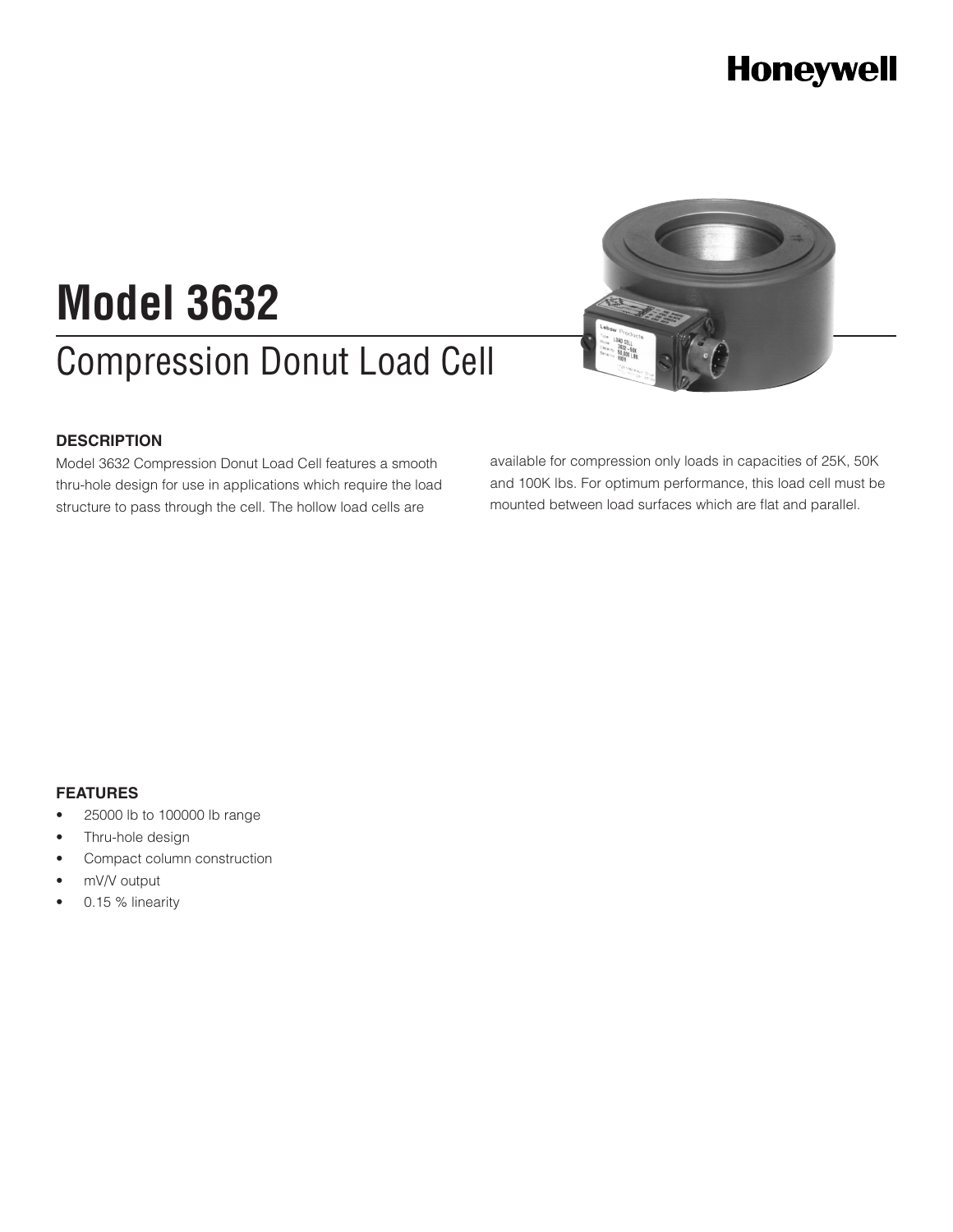Honeywell

# Model 3632

## Compression Donut Load Cell

### DESCRIPTION

Model 3632 Compression Donut Load Cell features a smooth thru-hole design for use in applications which require the load structure to pass through the cell. The hollow load cells are available for compression only loads in capacities of 25K, 50K and 100K lbs. For optimum performance, this load cell must be mounted between load surfaces which are flat and parallel.

### FEATURES

- 25000 lb to 100000 lb range
- Thru-hole design
- Compact column construction
- mV/V output
- 0.15 % linearity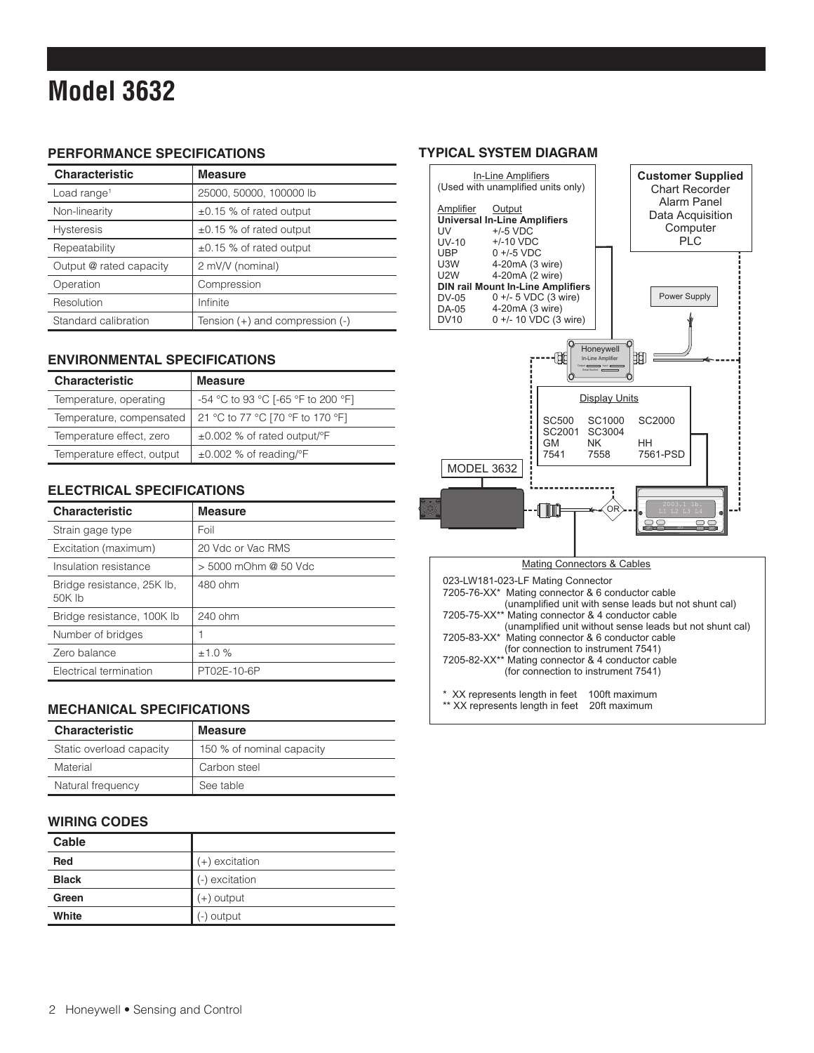# Model 3632

## PERFORMANCE SPECIFICATIONS

| Characteristic | Measure |
|---|---|
| Load range[1] | 25000, 50000, 100000 lb |
| Non-linearity | ±0.15 % of rated output |
| Hysteresis | ±0.15 % of rated output |
| Repeatability | ±0.15 % of rated output |
| Output @ rated capacity | 2 mV/V (nominal) |
| Operation | Compression |
| Resolution | Infinite |
| Standard calibration | Tension (+) and compression (-) |

## ENVIRONMENTAL SPECIFICATIONS

| Characteristic | Measure |
|---|---|
| Temperature, operating | -54 °C to 93 °C [-65 °F to 200 °F] |
| Temperature, compensated | 21 °C to 77 °C [70 °F to 170 °F] |
| Temperature effect, zero | ±0.002 % of rated output/°F |
| Temperature effect, output | ±0.002 % of reading/°F |

## ELECTRICAL SPECIFICATIONS

| Characteristic | Measure |
|---|---|
| Strain gage type | Foil |
| Excitation (maximum) | 20 Vdc or Vac RMS |
| Insulation resistance | > 5000 mOhm @ 50 Vdc |
| Bridge resistance, 25K lb, 50K lb | 480 ohm |
| Bridge resistance, 100K lb | 240 ohm |
| Number of bridges | 1 |
| Zero balance | ±1.0 % |
| Electrical termination | PT02E-10-6P |

## MECHANICAL SPECIFICATIONS

| Characteristic | Measure |
|---|---|
| Static overload capacity | 150 % of nominal capacity |
| Material | Carbon steel |
| Natural frequency | See table |

## WIRING CODES

| Cable | |
|---|---|
| **Red** | (+) excitation |
| **Black** | (-) excitation |
| **Green** | (+) output |
| **White** | (-) output |

## TYPICAL SYSTEM DIAGRAM

In-Line Amplifiers
(Used with unamplified units only)

| Amplifier | Output |
|---|---|
| **Universal In-Line Amplifiers** | |
| UV | +/-5 VDC |
| UV-10 | +/-10 VDC |
| UBP | 0 +/-5 VDC |
| U3W | 4-20mA (3 wire) |
| U2W | 4-20mA (2 wire) |
| **DIN rail Mount In-Line Amplifiers** | |
| DV-05 | 0 +/- 5 VDC (3 wire) |
| DA-05 | 4-20mA (3 wire) |
| DV10 | 0 +/- 10 VDC (3 wire) |

**Customer Supplied**
Chart Recorder
Alarm Panel
Data Acquisition
Computer
PLC

Power Supply

Honeywell In-Line Amplifier

Display Units

| | | |
|---|---|---|
| SC500 | SC1000 | SC2000 |
| SC2001 | SC3004 | |
| GM | NK | HH |
| 7541 | 7558 | 7561-PSD |

MODEL 3632

OR

Mating Connectors & Cables

023-LW181-023-LF Mating Connector
7205-76-XX* Mating connector & 6 conductor cable (unamplified unit with sense leads but not shunt cal)
7205-75-XX** Mating connector & 4 conductor cable (unamplified unit without sense leads but not shunt cal)
7205-83-XX* Mating connector & 6 conductor cable (for connection to instrument 7541)
7205-82-XX** Mating connector & 4 conductor cable (for connection to instrument 7541)

\* XX represents length in feet 100ft maximum
\*\* XX represents length in feet 20ft maximum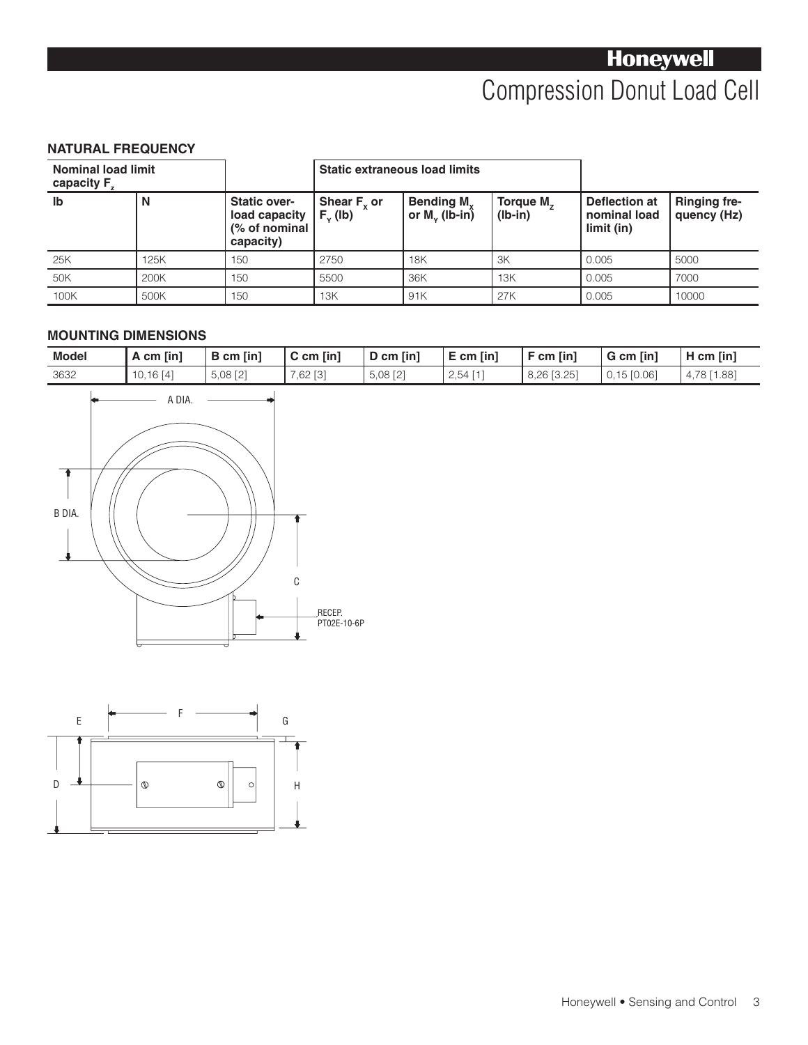## NATURAL FREQUENCY

| Nominal load limit capacity $F_z$ | | | Static extraneous load limits | | | | |
|---|---|---|---|---|---|---|---|
| lb | N | Static over-load capacity (% of nominal capacity) | Shear $F_x$ or $F_y$ (lb) | Bending $M_x$ or $M_y$ (lb-in) | Torque $M_z$ (lb-in) | Deflection at nominal load limit (in) | Ringing fre-quency (Hz) |
| 25K | 125K | 150 | 2750 | 18K | 3K | 0.005 | 5000 |
| 50K | 200K | 150 | 5500 | 36K | 13K | 0.005 | 7000 |
| 100K | 500K | 150 | 13K | 91K | 27K | 0.005 | 10000 |

## MOUNTING DIMENSIONS

| Model | A cm [in] | B cm [in] | C cm [in] | D cm [in] | E cm [in] | F cm [in] | G cm [in] | H cm [in] |
|---|---|---|---|---|---|---|---|---|
| 3632 | 10,16 [4] | 5,08 [2] | 7,62 [3] | 5,08 [2] | 2,54 [1] | 8,26 [3.25] | 0,15 [0.06] | 4,78 [1.88] |

A DIA.

B DIA.

C

RECEP. PT02E-10-6P

E F G

D H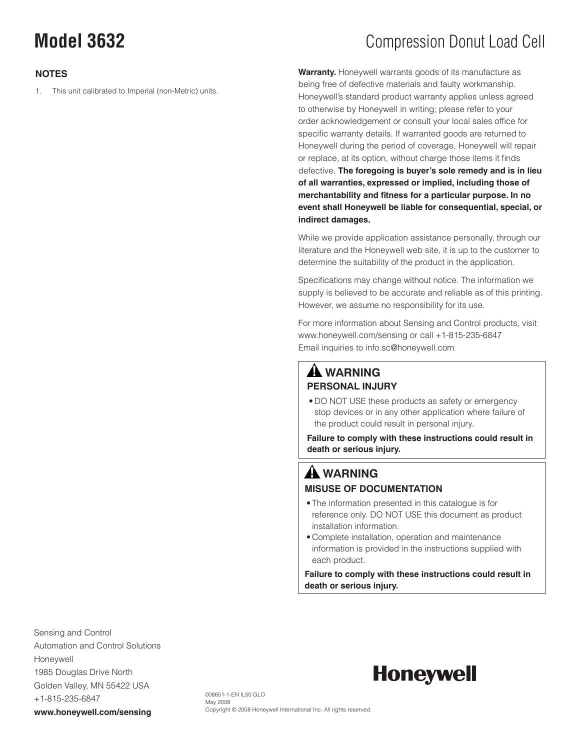## NOTES

1. This unit calibrated to Imperial (non-Metric) units.

**Warranty.** Honeywell warrants goods of its manufacture as being free of defective materials and faulty workmanship. Honeywell's standard product warranty applies unless agreed to otherwise by Honeywell in writing; please refer to your order acknowledgement or consult your local sales office for specific warranty details. If warranted goods are returned to Honeywell during the period of coverage, Honeywell will repair or replace, at its option, without charge those items it finds defective. **The foregoing is buyer's sole remedy and is in lieu of all warranties, expressed or implied, including those of merchantability and fitness for a particular purpose. In no event shall Honeywell be liable for consequential, special, or indirect damages.**

While we provide application assistance personally, through our literature and the Honeywell web site, it is up to the customer to determine the suitability of the product in the application.

Specifications may change without notice. The information we supply is believed to be accurate and reliable as of this printing. However, we assume no responsibility for its use.

For more information about Sensing and Control products, visit www.honeywell.com/sensing or call +1-815-235-6847
Email inquiries to info.sc@honeywell.com

### ⚠ WARNING
**PERSONAL INJURY**

- DO NOT USE these products as safety or emergency stop devices or in any other application where failure of the product could result in personal injury.

**Failure to comply with these instructions could result in death or serious injury.**

### ⚠ WARNING
**MISUSE OF DOCUMENTATION**

- The information presented in this catalogue is for reference only. DO NOT USE this document as product installation information.
- Complete installation, operation and maintenance information is provided in the instructions supplied with each product.

**Failure to comply with these instructions could result in death or serious injury.**

Sensing and Control
Automation and Control Solutions
Honeywell
1985 Douglas Drive North
Golden Valley, MN 55422 USA
+1-815-235-6847
**www.honeywell.com/sensing**

008651-1-EN IL50 GLO
May 2008
Copyright © 2008 Honeywell International Inc. All rights reserved.

**Honeywell**